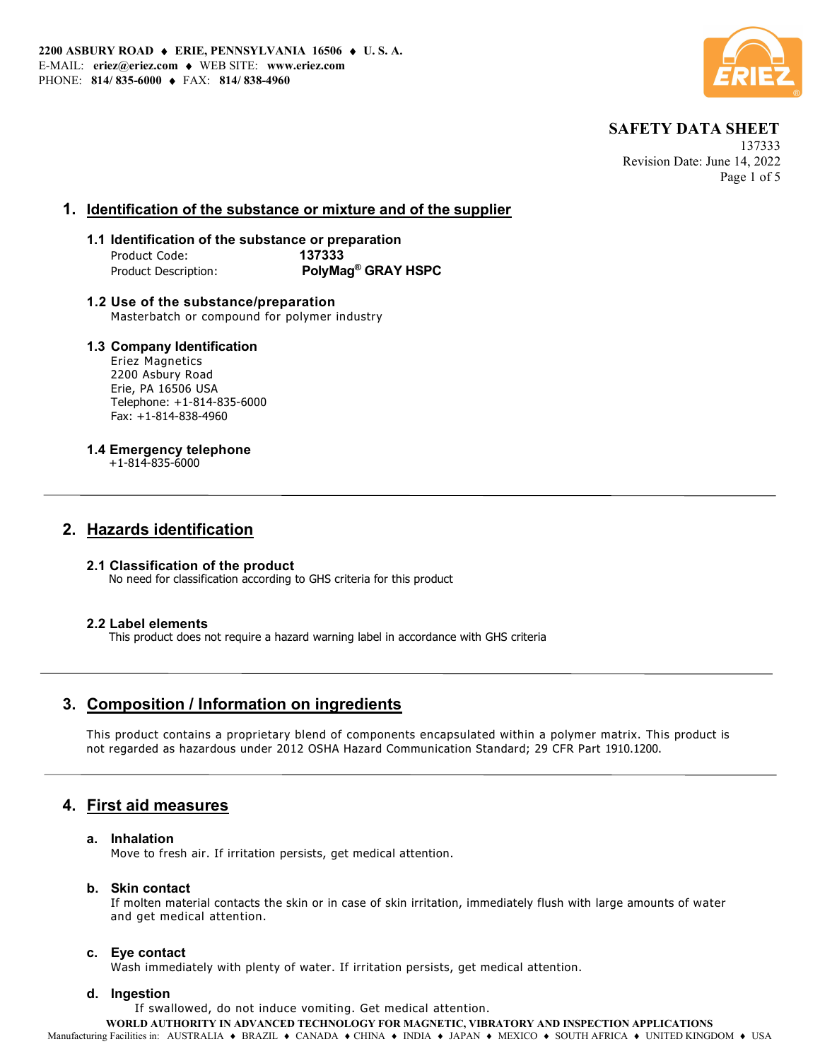**2200 ASBURY ROAD ♦ ERIE, PENNSYLVANIA 16506 ♦ U. S. A.**
E-MAIL: **eriez@eriez.com** ♦ WEB SITE: **www.eriez.com**
PHONE: **814/ 835-6000** ♦ FAX: **814/ 838-4960**

**SAFETY DATA SHEET**
137333
Revision Date: June 14, 2022

## 1. Identification of the substance or mixture and of the supplier

### 1.1 Identification of the substance or preparation

Product Code: **137333**
Product Description: **PolyMag® GRAY HSPC**

### 1.2 Use of the substance/preparation

Masterbatch or compound for polymer industry

### 1.3 Company Identification

Eriez Magnetics
2200 Asbury Road
Erie, PA 16506 USA
Telephone: +1-814-835-6000
Fax: +1-814-838-4960

### 1.4 Emergency telephone

+1-814-835-6000

---

## 2. Hazards identification

### 2.1 Classification of the product

No need for classification according to GHS criteria for this product

### 2.2 Label elements

This product does not require a hazard warning label in accordance with GHS criteria

---

## 3. Composition / Information on ingredients

This product contains a proprietary blend of components encapsulated within a polymer matrix. This product is not regarded as hazardous under 2012 OSHA Hazard Communication Standard; 29 CFR Part 1910.1200.

---

## 4. First aid measures

**a. Inhalation**
Move to fresh air. If irritation persists, get medical attention.

**b. Skin contact**
If molten material contacts the skin or in case of skin irritation, immediately flush with large amounts of water and get medical attention.

**c. Eye contact**
Wash immediately with plenty of water. If irritation persists, get medical attention.

**d. Ingestion**
If swallowed, do not induce vomiting. Get medical attention.

**WORLD AUTHORITY IN ADVANCED TECHNOLOGY FOR MAGNETIC, VIBRATORY AND INSPECTION APPLICATIONS**
Manufacturing Facilities in: AUSTRALIA ♦ BRAZIL ♦ CANADA ♦ CHINA ♦ INDIA ♦ JAPAN ♦ MEXICO ♦ SOUTH AFRICA ♦ UNITED KINGDOM ♦ USA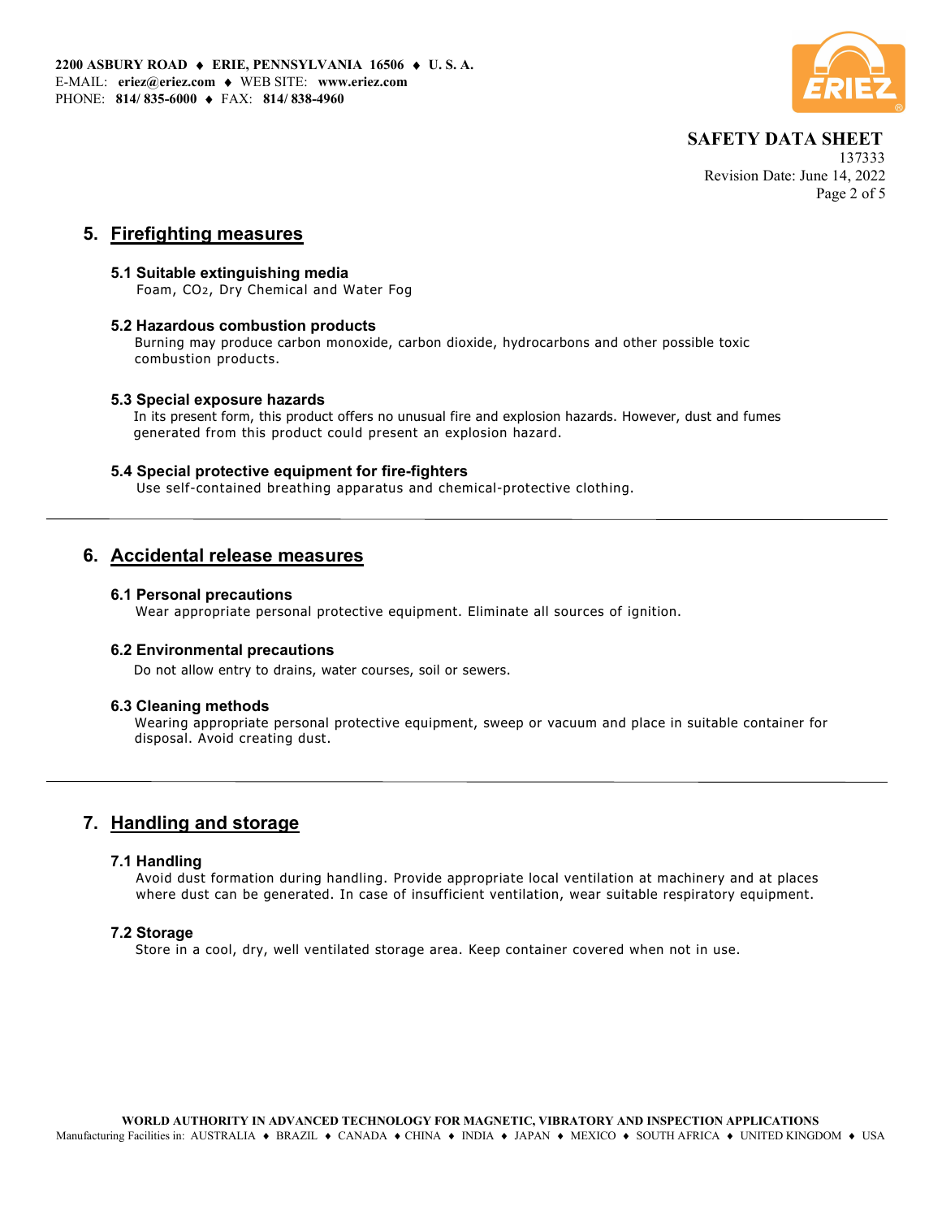## 5. Firefighting measures

### 5.1 Suitable extinguishing media

Foam, $CO_2$, Dry Chemical and Water Fog

### 5.2 Hazardous combustion products

Burning may produce carbon monoxide, carbon dioxide, hydrocarbons and other possible toxic combustion products.

### 5.3 Special exposure hazards

In its present form, this product offers no unusual fire and explosion hazards. However, dust and fumes generated from this product could present an explosion hazard.

### 5.4 Special protective equipment for fire-fighters

Use self-contained breathing apparatus and chemical-protective clothing.

---

## 6. Accidental release measures

### 6.1 Personal precautions

Wear appropriate personal protective equipment. Eliminate all sources of ignition.

### 6.2 Environmental precautions

Do not allow entry to drains, water courses, soil or sewers.

### 6.3 Cleaning methods

Wearing appropriate personal protective equipment, sweep or vacuum and place in suitable container for disposal. Avoid creating dust.

---

## 7. Handling and storage

### 7.1 Handling

Avoid dust formation during handling. Provide appropriate local ventilation at machinery and at places where dust can be generated. In case of insufficient ventilation, wear suitable respiratory equipment.

### 7.2 Storage

Store in a cool, dry, well ventilated storage area. Keep container covered when not in use.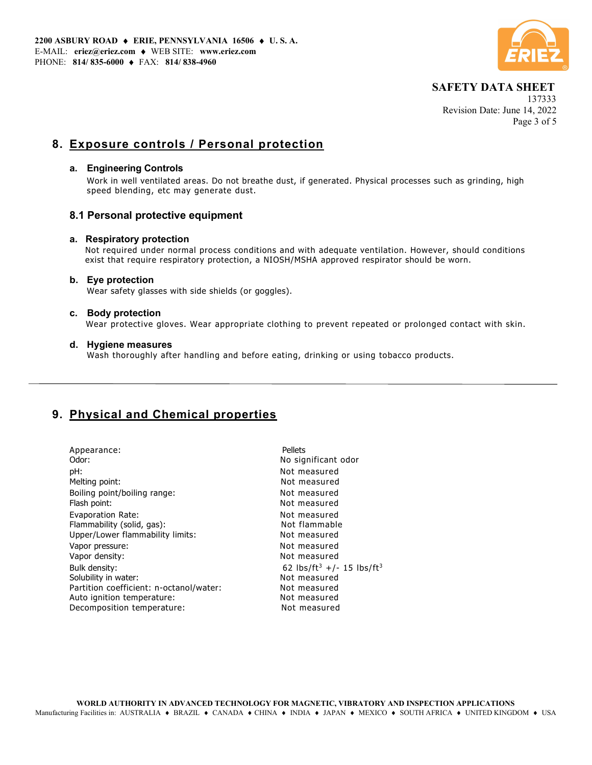## 8. Exposure controls / Personal protection

### a. Engineering Controls

Work in well ventilated areas. Do not breathe dust, if generated. Physical processes such as grinding, high speed blending, etc may generate dust.

### 8.1 Personal protective equipment

#### a. Respiratory protection

Not required under normal process conditions and with adequate ventilation. However, should conditions exist that require respiratory protection, a NIOSH/MSHA approved respirator should be worn.

#### b. Eye protection

Wear safety glasses with side shields (or goggles).

#### c. Body protection

Wear protective gloves. Wear appropriate clothing to prevent repeated or prolonged contact with skin.

#### d. Hygiene measures

Wash thoroughly after handling and before eating, drinking or using tobacco products.

---

## 9. Physical and Chemical properties

| Property | Value |
|---|---|
| Appearance: | Pellets |
| Odor: | No significant odor |
| pH: | Not measured |
| Melting point: | Not measured |
| Boiling point/boiling range: | Not measured |
| Flash point: | Not measured |
| Evaporation Rate: | Not measured |
| Flammability (solid, gas): | Not flammable |
| Upper/Lower flammability limits: | Not measured |
| Vapor pressure: | Not measured |
| Vapor density: | Not measured |
| Bulk density: | 62 $lbs/ft^3$ +/- 15 $lbs/ft^3$ |
| Solubility in water: | Not measured |
| Partition coefficient: n-octanol/water: | Not measured |
| Auto ignition temperature: | Not measured |
| Decomposition temperature: | Not measured |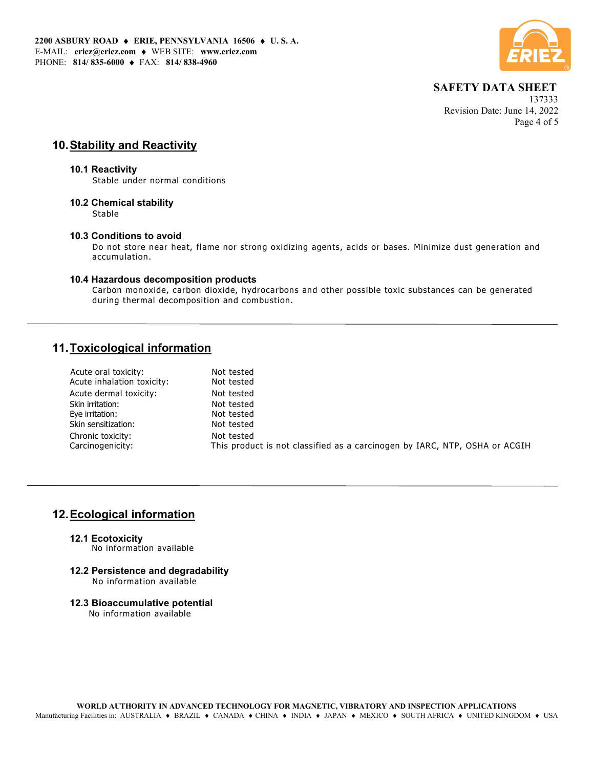## 10. Stability and Reactivity

### 10.1 Reactivity

Stable under normal conditions

### 10.2 Chemical stability

Stable

### 10.3 Conditions to avoid

Do not store near heat, flame nor strong oxidizing agents, acids or bases. Minimize dust generation and accumulation.

### 10.4 Hazardous decomposition products

Carbon monoxide, carbon dioxide, hydrocarbons and other possible toxic substances can be generated during thermal decomposition and combustion.

---

## 11. Toxicological information

| | |
|---|---|
| Acute oral toxicity: | Not tested |
| Acute inhalation toxicity: | Not tested |
| Acute dermal toxicity: | Not tested |
| Skin irritation: | Not tested |
| Eye irritation: | Not tested |
| Skin sensitization: | Not tested |
| Chronic toxicity: | Not tested |
| Carcinogenicity: | This product is not classified as a carcinogen by IARC, NTP, OSHA or ACGIH |

---

## 12. Ecological information

### 12.1 Ecotoxicity

No information available

### 12.2 Persistence and degradability

No information available

### 12.3 Bioaccumulative potential

No information available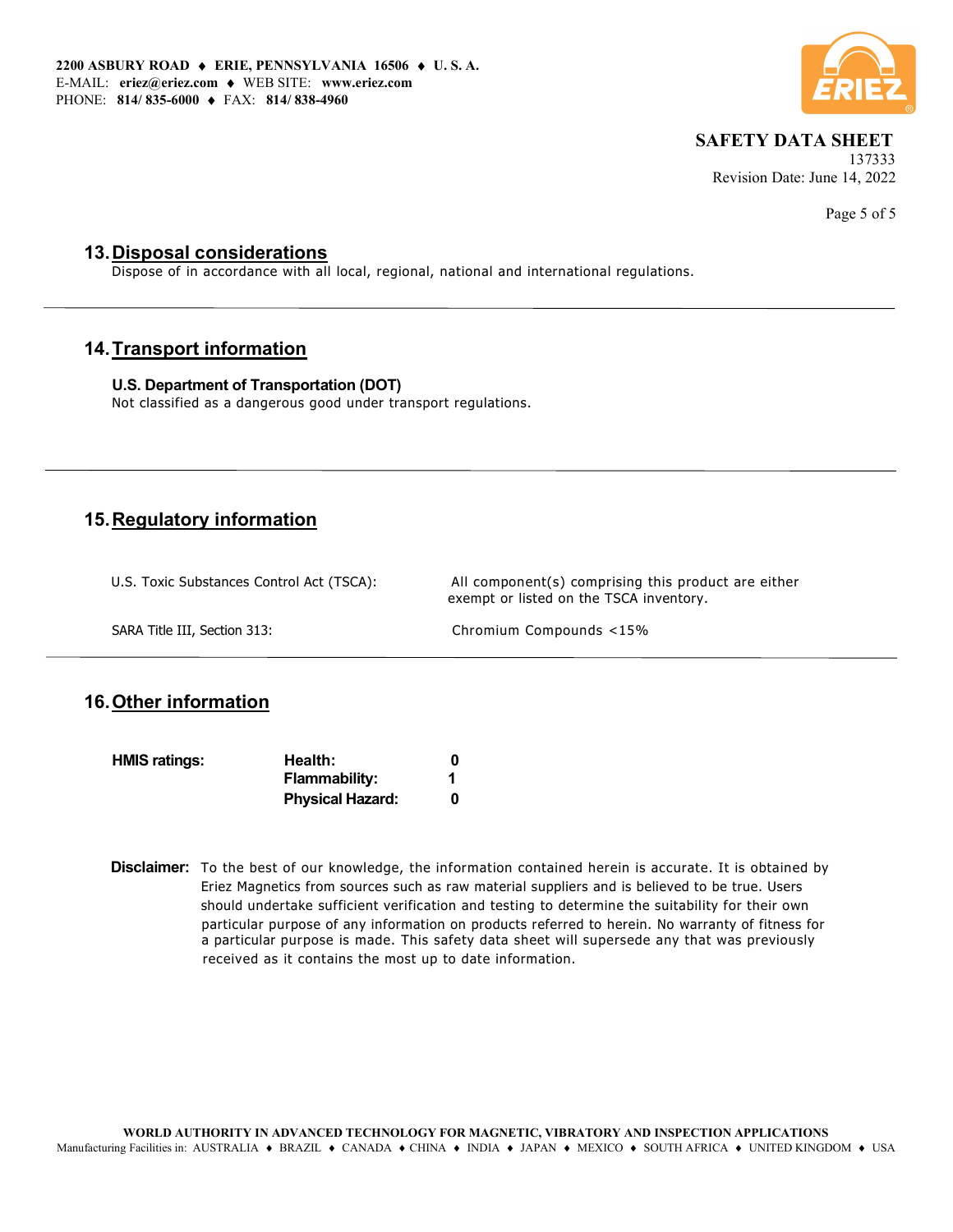## 13. Disposal considerations

Dispose of in accordance with all local, regional, national and international regulations.

---

## 14. Transport information

**U.S. Department of Transportation (DOT)**

Not classified as a dangerous good under transport regulations.

---

## 15. Regulatory information

| | |
|---|---|
| U.S. Toxic Substances Control Act (TSCA): | All component(s) comprising this product are either exempt or listed on the TSCA inventory. |
| SARA Title III, Section 313: | Chromium Compounds <15% |

---

## 16. Other information

| | | |
|---|---|---|
| **HMIS ratings:** | **Health:** | **0** |
| | **Flammability:** | **1** |
| | **Physical Hazard:** | **0** |

**Disclaimer:** To the best of our knowledge, the information contained herein is accurate. It is obtained by Eriez Magnetics from sources such as raw material suppliers and is believed to be true. Users should undertake sufficient verification and testing to determine the suitability for their own particular purpose of any information on products referred to herein. No warranty of fitness for a particular purpose is made. This safety data sheet will supersede any that was previously received as it contains the most up to date information.